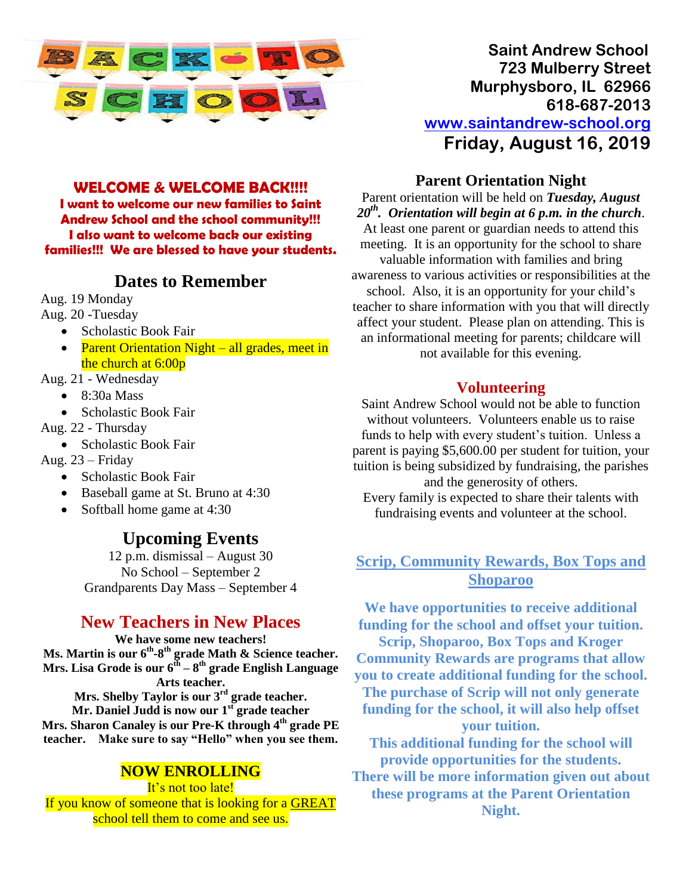# BACK TO SCHOOL

**Saint Andrew School**
**723 Mulberry Street**
**Murphysboro, IL 62966**
**618-687-2013**
**www.saintandrew-school.org**

**Friday, August 16, 2019**

## WELCOME & WELCOME BACK!!!!

**I want to welcome our new families to Saint Andrew School and the school community!!! I also want to welcome back our existing families!!! We are blessed to have your students.**

## Dates to Remember

Aug. 19 Monday

Aug. 20 -Tuesday

- Scholastic Book Fair
- Parent Orientation Night – all grades, meet in the church at 6:00p

Aug. 21 - Wednesday

- 8:30a Mass
- Scholastic Book Fair

Aug. 22 - Thursday

- Scholastic Book Fair

Aug. 23 – Friday

- Scholastic Book Fair
- Baseball game at St. Bruno at 4:30
- Softball home game at 4:30

## Upcoming Events

12 p.m. dismissal – August 30
No School – September 2
Grandparents Day Mass – September 4

## New Teachers in New Places

**We have some new teachers!**
**Ms. Martin is our 6th-8th grade Math & Science teacher.**
**Mrs. Lisa Grode is our 6th – 8th grade English Language Arts teacher.**
**Mrs. Shelby Taylor is our 3rd grade teacher.**
**Mr. Daniel Judd is now our 1st grade teacher**
**Mrs. Sharon Canaley is our Pre-K through 4th grade PE teacher. Make sure to say "Hello" when you see them.**

## NOW ENROLLING

It's not too late!
If you know of someone that is looking for a GREAT school tell them to come and see us.

## Parent Orientation Night

Parent orientation will be held on ***Tuesday, August 20th. Orientation will begin at 6 p.m. in the church***. At least one parent or guardian needs to attend this meeting. It is an opportunity for the school to share valuable information with families and bring awareness to various activities or responsibilities at the school. Also, it is an opportunity for your child's teacher to share information with you that will directly affect your student. Please plan on attending. This is an informational meeting for parents; childcare will not available for this evening.

## Volunteering

Saint Andrew School would not be able to function without volunteers. Volunteers enable us to raise funds to help with every student's tuition. Unless a parent is paying $5,600.00 per student for tuition, your tuition is being subsidized by fundraising, the parishes and the generosity of others.
Every family is expected to share their talents with fundraising events and volunteer at the school.

## Scrip, Community Rewards, Box Tops and Shoparoo

**We have opportunities to receive additional funding for the school and offset your tuition. Scrip, Shoparoo, Box Tops and Kroger Community Rewards are programs that allow you to create additional funding for the school. The purchase of Scrip will not only generate funding for the school, it will also help offset your tuition.**
**This additional funding for the school will provide opportunities for the students. There will be more information given out about these programs at the Parent Orientation Night.**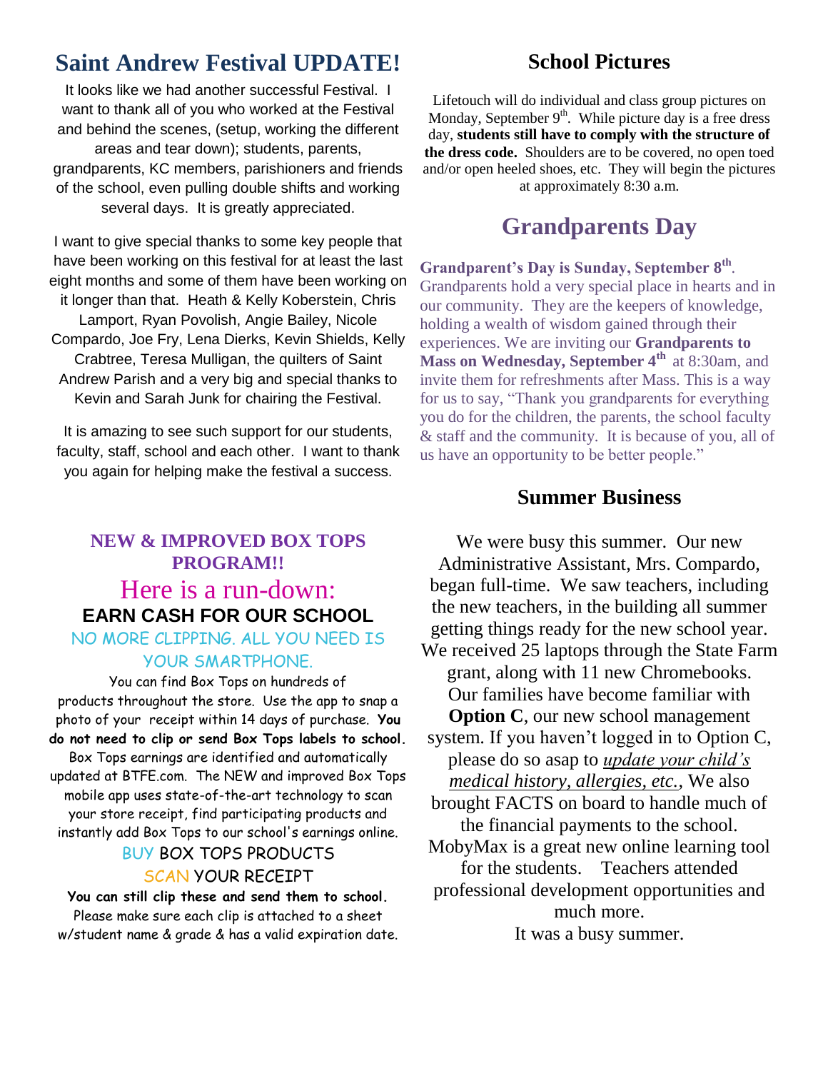# Saint Andrew Festival UPDATE!

It looks like we had another successful Festival. I want to thank all of you who worked at the Festival and behind the scenes, (setup, working the different areas and tear down); students, parents, grandparents, KC members, parishioners and friends of the school, even pulling double shifts and working several days. It is greatly appreciated.

I want to give special thanks to some key people that have been working on this festival for at least the last eight months and some of them have been working on it longer than that. Heath & Kelly Koberstein, Chris Lamport, Ryan Povolish, Angie Bailey, Nicole Compardo, Joe Fry, Lena Dierks, Kevin Shields, Kelly Crabtree, Teresa Mulligan, the quilters of Saint Andrew Parish and a very big and special thanks to Kevin and Sarah Junk for chairing the Festival.

It is amazing to see such support for our students, faculty, staff, school and each other. I want to thank you again for helping make the festival a success.

## NEW & IMPROVED BOX TOPS PROGRAM!!

Here is a run-down:

**EARN CASH FOR OUR SCHOOL**

NO MORE CLIPPING. ALL YOU NEED IS YOUR SMARTPHONE.

You can find Box Tops on hundreds of products throughout the store. Use the app to snap a photo of your receipt within 14 days of purchase. **You do not need to clip or send Box Tops labels to school.** Box Tops earnings are identified and automatically updated at BTFE.com. The NEW and improved Box Tops mobile app uses state-of-the-art technology to scan your store receipt, find participating products and instantly add Box Tops to our school's earnings online.

BUY BOX TOPS PRODUCTS

SCAN YOUR RECEIPT

**You can still clip these and send them to school.** Please make sure each clip is attached to a sheet w/student name & grade & has a valid expiration date.

## School Pictures

Lifetouch will do individual and class group pictures on Monday, September 9th. While picture day is a free dress day, **students still have to comply with the structure of the dress code.** Shoulders are to be covered, no open toed and/or open heeled shoes, etc. They will begin the pictures at approximately 8:30 a.m.

# Grandparents Day

**Grandparent's Day is Sunday, September 8th**. Grandparents hold a very special place in hearts and in our community. They are the keepers of knowledge, holding a wealth of wisdom gained through their experiences. We are inviting our **Grandparents to Mass on Wednesday, September 4th** at 8:30am, and invite them for refreshments after Mass. This is a way for us to say, "Thank you grandparents for everything you do for the children, the parents, the school faculty & staff and the community. It is because of you, all of us have an opportunity to be better people."

## Summer Business

We were busy this summer. Our new Administrative Assistant, Mrs. Compardo, began full-time. We saw teachers, including the new teachers, in the building all summer getting things ready for the new school year. We received 25 laptops through the State Farm grant, along with 11 new Chromebooks. Our families have become familiar with **Option C**, our new school management system. If you haven't logged in to Option C, please do so asap to *update your child's medical history, allergies, etc.*, We also brought FACTS on board to handle much of the financial payments to the school. MobyMax is a great new online learning tool for the students. Teachers attended professional development opportunities and much more.

It was a busy summer.